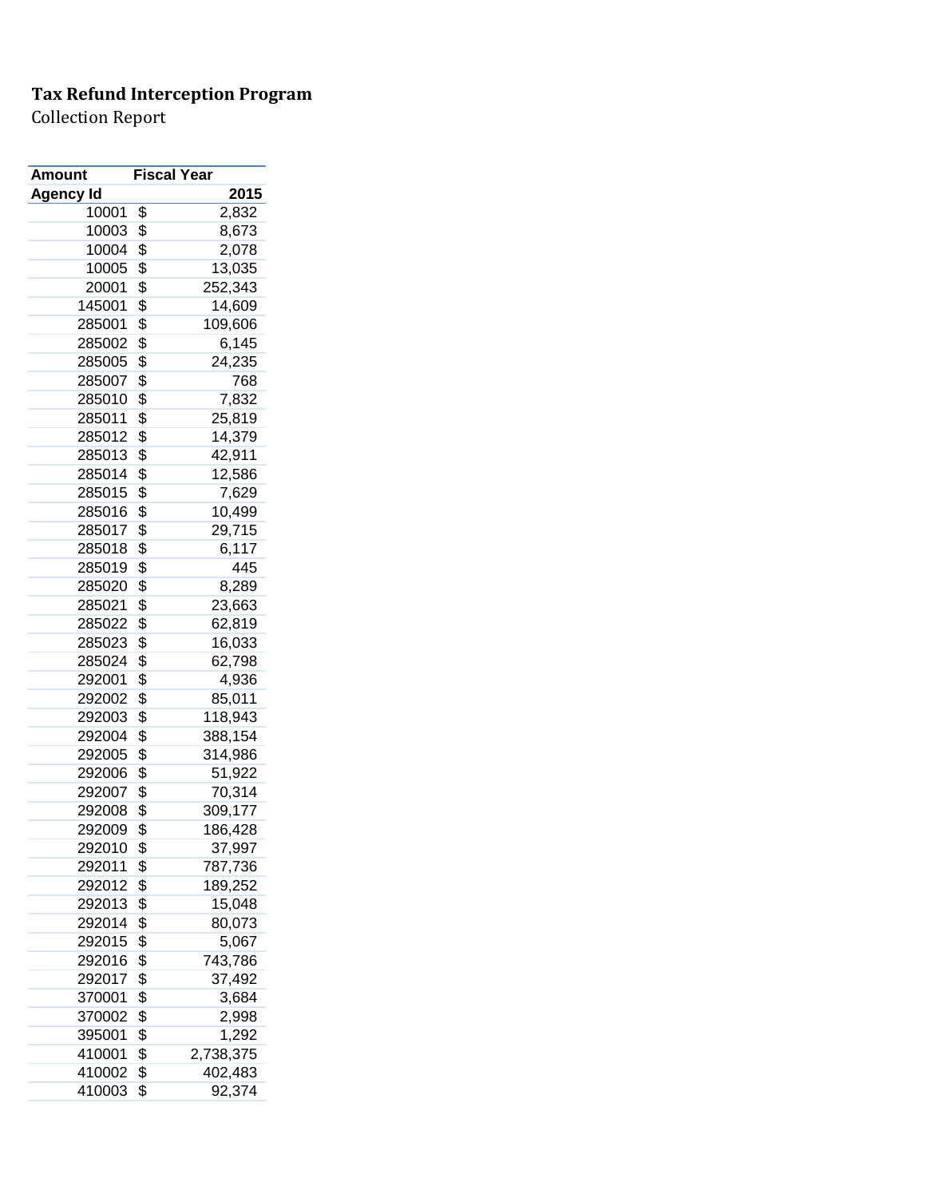**Tax Refund Interception Program**

Collection Report

| Amount | Fiscal Year |
|---|---|
| Agency Id | 2015 |
| 10001 | $ 2,832 |
| 10003 | $ 8,673 |
| 10004 | $ 2,078 |
| 10005 | $ 13,035 |
| 20001 | $ 252,343 |
| 145001 | $ 14,609 |
| 285001 | $ 109,606 |
| 285002 | $ 6,145 |
| 285005 | $ 24,235 |
| 285007 | $ 768 |
| 285010 | $ 7,832 |
| 285011 | $ 25,819 |
| 285012 | $ 14,379 |
| 285013 | $ 42,911 |
| 285014 | $ 12,586 |
| 285015 | $ 7,629 |
| 285016 | $ 10,499 |
| 285017 | $ 29,715 |
| 285018 | $ 6,117 |
| 285019 | $ 445 |
| 285020 | $ 8,289 |
| 285021 | $ 23,663 |
| 285022 | $ 62,819 |
| 285023 | $ 16,033 |
| 285024 | $ 62,798 |
| 292001 | $ 4,936 |
| 292002 | $ 85,011 |
| 292003 | $ 118,943 |
| 292004 | $ 388,154 |
| 292005 | $ 314,986 |
| 292006 | $ 51,922 |
| 292007 | $ 70,314 |
| 292008 | $ 309,177 |
| 292009 | $ 186,428 |
| 292010 | $ 37,997 |
| 292011 | $ 787,736 |
| 292012 | $ 189,252 |
| 292013 | $ 15,048 |
| 292014 | $ 80,073 |
| 292015 | $ 5,067 |
| 292016 | $ 743,786 |
| 292017 | $ 37,492 |
| 370001 | $ 3,684 |
| 370002 | $ 2,998 |
| 395001 | $ 1,292 |
| 410001 | $ 2,738,375 |
| 410002 | $ 402,483 |
| 410003 | $ 92,374 |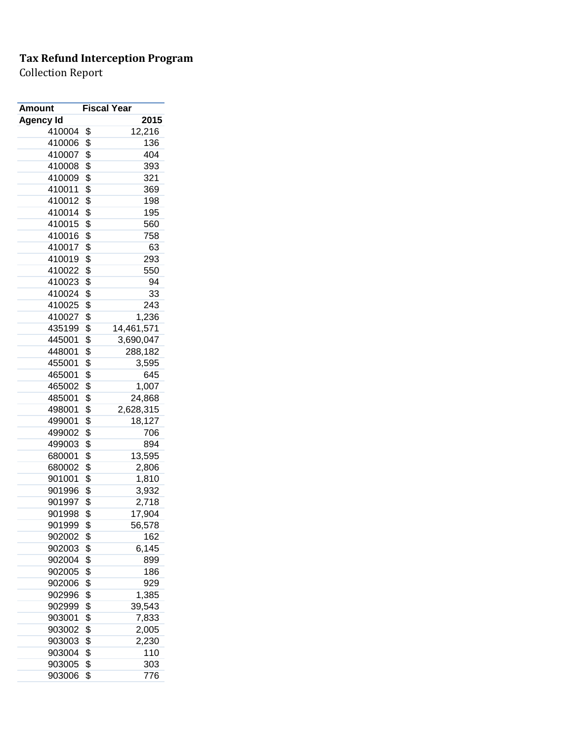**Tax Refund Interception Program**

Collection Report

| Amount | Fiscal Year |
|---|---|
| Agency Id | 2015 |
| 410004 | $ 12,216 |
| 410006 | $ 136 |
| 410007 | $ 404 |
| 410008 | $ 393 |
| 410009 | $ 321 |
| 410011 | $ 369 |
| 410012 | $ 198 |
| 410014 | $ 195 |
| 410015 | $ 560 |
| 410016 | $ 758 |
| 410017 | $ 63 |
| 410019 | $ 293 |
| 410022 | $ 550 |
| 410023 | $ 94 |
| 410024 | $ 33 |
| 410025 | $ 243 |
| 410027 | $ 1,236 |
| 435199 | $ 14,461,571 |
| 445001 | $ 3,690,047 |
| 448001 | $ 288,182 |
| 455001 | $ 3,595 |
| 465001 | $ 645 |
| 465002 | $ 1,007 |
| 485001 | $ 24,868 |
| 498001 | $ 2,628,315 |
| 499001 | $ 18,127 |
| 499002 | $ 706 |
| 499003 | $ 894 |
| 680001 | $ 13,595 |
| 680002 | $ 2,806 |
| 901001 | $ 1,810 |
| 901996 | $ 3,932 |
| 901997 | $ 2,718 |
| 901998 | $ 17,904 |
| 901999 | $ 56,578 |
| 902002 | $ 162 |
| 902003 | $ 6,145 |
| 902004 | $ 899 |
| 902005 | $ 186 |
| 902006 | $ 929 |
| 902996 | $ 1,385 |
| 902999 | $ 39,543 |
| 903001 | $ 7,833 |
| 903002 | $ 2,005 |
| 903003 | $ 2,230 |
| 903004 | $ 110 |
| 903005 | $ 303 |
| 903006 | $ 776 |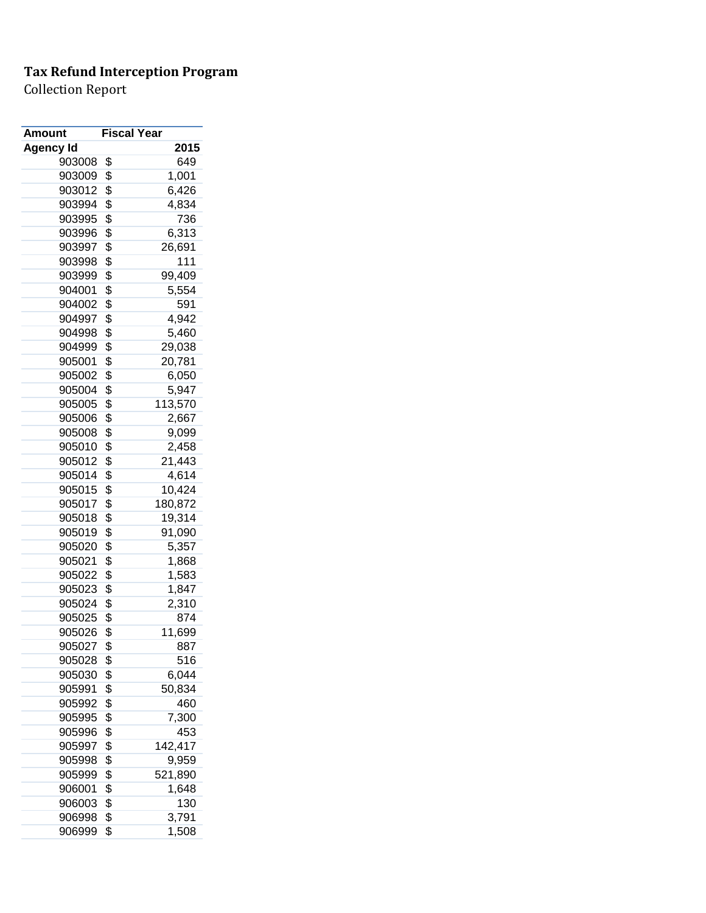**Tax Refund Interception Program**

Collection Report

| Amount | Fiscal Year |
|---|---|
| Agency Id | 2015 |
| 903008 | $ 649 |
| 903009 | $ 1,001 |
| 903012 | $ 6,426 |
| 903994 | $ 4,834 |
| 903995 | $ 736 |
| 903996 | $ 6,313 |
| 903997 | $ 26,691 |
| 903998 | $ 111 |
| 903999 | $ 99,409 |
| 904001 | $ 5,554 |
| 904002 | $ 591 |
| 904997 | $ 4,942 |
| 904998 | $ 5,460 |
| 904999 | $ 29,038 |
| 905001 | $ 20,781 |
| 905002 | $ 6,050 |
| 905004 | $ 5,947 |
| 905005 | $ 113,570 |
| 905006 | $ 2,667 |
| 905008 | $ 9,099 |
| 905010 | $ 2,458 |
| 905012 | $ 21,443 |
| 905014 | $ 4,614 |
| 905015 | $ 10,424 |
| 905017 | $ 180,872 |
| 905018 | $ 19,314 |
| 905019 | $ 91,090 |
| 905020 | $ 5,357 |
| 905021 | $ 1,868 |
| 905022 | $ 1,583 |
| 905023 | $ 1,847 |
| 905024 | $ 2,310 |
| 905025 | $ 874 |
| 905026 | $ 11,699 |
| 905027 | $ 887 |
| 905028 | $ 516 |
| 905030 | $ 6,044 |
| 905991 | $ 50,834 |
| 905992 | $ 460 |
| 905995 | $ 7,300 |
| 905996 | $ 453 |
| 905997 | $ 142,417 |
| 905998 | $ 9,959 |
| 905999 | $ 521,890 |
| 906001 | $ 1,648 |
| 906003 | $ 130 |
| 906998 | $ 3,791 |
| 906999 | $ 1,508 |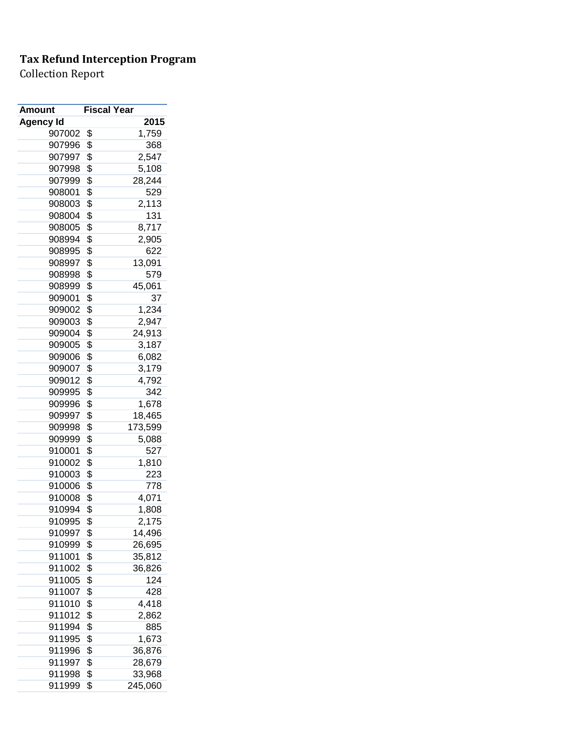**Tax Refund Interception Program**

Collection Report

| Amount | Fiscal Year |
|---|---|
| Agency Id | 2015 |
| 907002 | $ 1,759 |
| 907996 | $ 368 |
| 907997 | $ 2,547 |
| 907998 | $ 5,108 |
| 907999 | $ 28,244 |
| 908001 | $ 529 |
| 908003 | $ 2,113 |
| 908004 | $ 131 |
| 908005 | $ 8,717 |
| 908994 | $ 2,905 |
| 908995 | $ 622 |
| 908997 | $ 13,091 |
| 908998 | $ 579 |
| 908999 | $ 45,061 |
| 909001 | $ 37 |
| 909002 | $ 1,234 |
| 909003 | $ 2,947 |
| 909004 | $ 24,913 |
| 909005 | $ 3,187 |
| 909006 | $ 6,082 |
| 909007 | $ 3,179 |
| 909012 | $ 4,792 |
| 909995 | $ 342 |
| 909996 | $ 1,678 |
| 909997 | $ 18,465 |
| 909998 | $ 173,599 |
| 909999 | $ 5,088 |
| 910001 | $ 527 |
| 910002 | $ 1,810 |
| 910003 | $ 223 |
| 910006 | $ 778 |
| 910008 | $ 4,071 |
| 910994 | $ 1,808 |
| 910995 | $ 2,175 |
| 910997 | $ 14,496 |
| 910999 | $ 26,695 |
| 911001 | $ 35,812 |
| 911002 | $ 36,826 |
| 911005 | $ 124 |
| 911007 | $ 428 |
| 911010 | $ 4,418 |
| 911012 | $ 2,862 |
| 911994 | $ 885 |
| 911995 | $ 1,673 |
| 911996 | $ 36,876 |
| 911997 | $ 28,679 |
| 911998 | $ 33,968 |
| 911999 | $ 245,060 |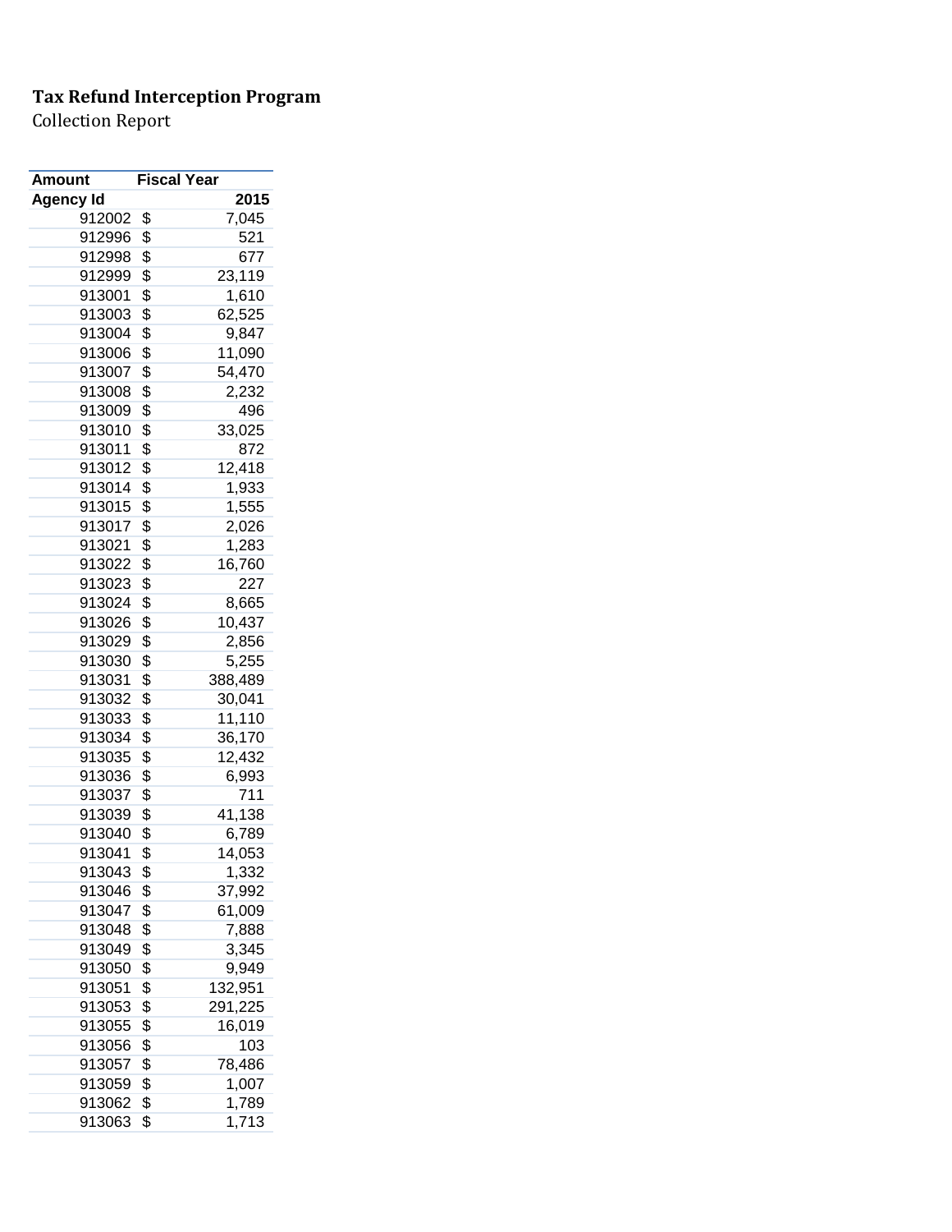**Tax Refund Interception Program**

Collection Report

| Amount | Fiscal Year |
|---|---|
| Agency Id | 2015 |
| 912002 | $ 7,045 |
| 912996 | $ 521 |
| 912998 | $ 677 |
| 912999 | $ 23,119 |
| 913001 | $ 1,610 |
| 913003 | $ 62,525 |
| 913004 | $ 9,847 |
| 913006 | $ 11,090 |
| 913007 | $ 54,470 |
| 913008 | $ 2,232 |
| 913009 | $ 496 |
| 913010 | $ 33,025 |
| 913011 | $ 872 |
| 913012 | $ 12,418 |
| 913014 | $ 1,933 |
| 913015 | $ 1,555 |
| 913017 | $ 2,026 |
| 913021 | $ 1,283 |
| 913022 | $ 16,760 |
| 913023 | $ 227 |
| 913024 | $ 8,665 |
| 913026 | $ 10,437 |
| 913029 | $ 2,856 |
| 913030 | $ 5,255 |
| 913031 | $ 388,489 |
| 913032 | $ 30,041 |
| 913033 | $ 11,110 |
| 913034 | $ 36,170 |
| 913035 | $ 12,432 |
| 913036 | $ 6,993 |
| 913037 | $ 711 |
| 913039 | $ 41,138 |
| 913040 | $ 6,789 |
| 913041 | $ 14,053 |
| 913043 | $ 1,332 |
| 913046 | $ 37,992 |
| 913047 | $ 61,009 |
| 913048 | $ 7,888 |
| 913049 | $ 3,345 |
| 913050 | $ 9,949 |
| 913051 | $ 132,951 |
| 913053 | $ 291,225 |
| 913055 | $ 16,019 |
| 913056 | $ 103 |
| 913057 | $ 78,486 |
| 913059 | $ 1,007 |
| 913062 | $ 1,789 |
| 913063 | $ 1,713 |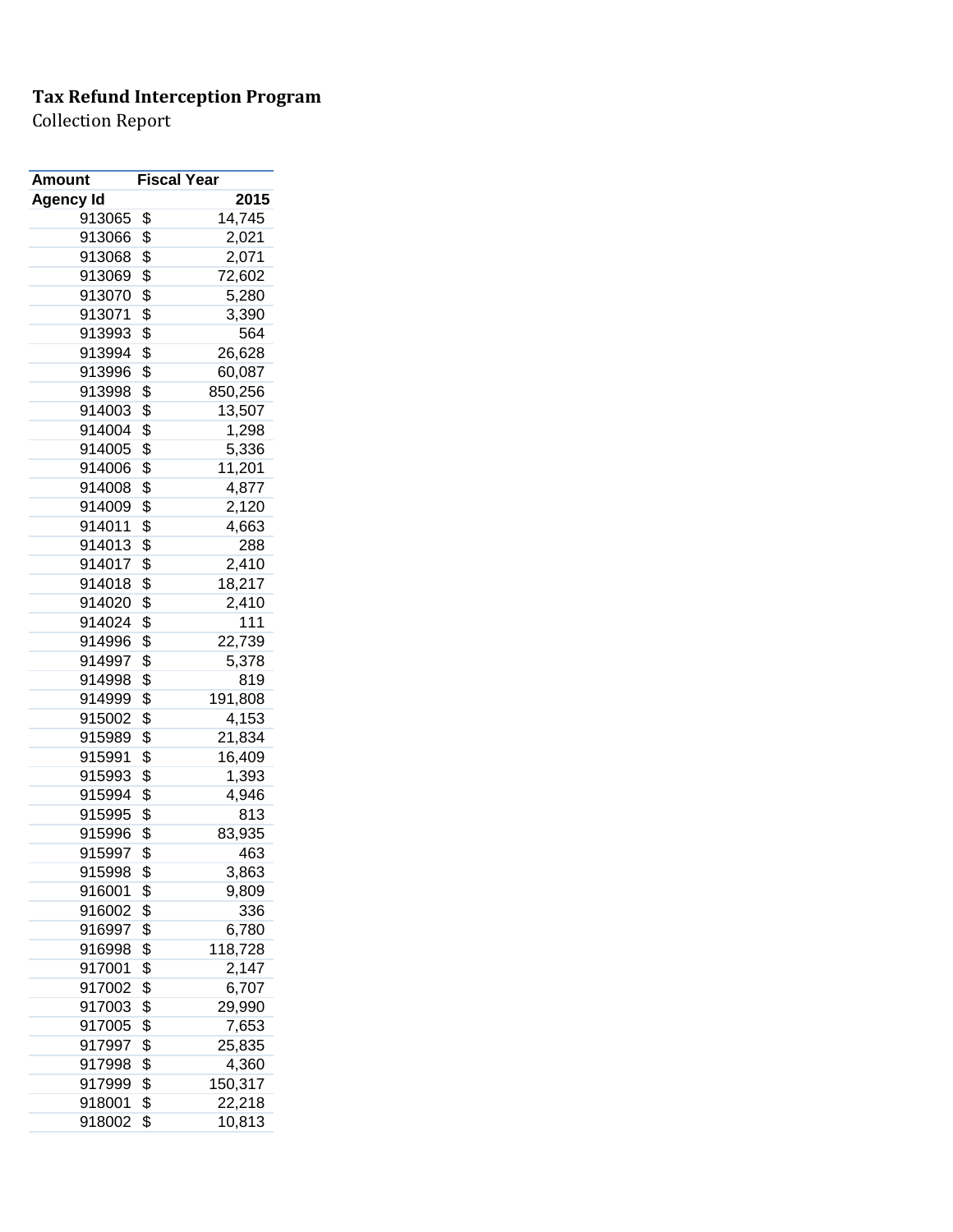**Tax Refund Interception Program**

Collection Report

| Amount | Fiscal Year |
|---|---|
| **Agency Id** | **2015** |
| 913065 | $ 14,745 |
| 913066 | $ 2,021 |
| 913068 | $ 2,071 |
| 913069 | $ 72,602 |
| 913070 | $ 5,280 |
| 913071 | $ 3,390 |
| 913993 | $ 564 |
| 913994 | $ 26,628 |
| 913996 | $ 60,087 |
| 913998 | $ 850,256 |
| 914003 | $ 13,507 |
| 914004 | $ 1,298 |
| 914005 | $ 5,336 |
| 914006 | $ 11,201 |
| 914008 | $ 4,877 |
| 914009 | $ 2,120 |
| 914011 | $ 4,663 |
| 914013 | $ 288 |
| 914017 | $ 2,410 |
| 914018 | $ 18,217 |
| 914020 | $ 2,410 |
| 914024 | $ 111 |
| 914996 | $ 22,739 |
| 914997 | $ 5,378 |
| 914998 | $ 819 |
| 914999 | $ 191,808 |
| 915002 | $ 4,153 |
| 915989 | $ 21,834 |
| 915991 | $ 16,409 |
| 915993 | $ 1,393 |
| 915994 | $ 4,946 |
| 915995 | $ 813 |
| 915996 | $ 83,935 |
| 915997 | $ 463 |
| 915998 | $ 3,863 |
| 916001 | $ 9,809 |
| 916002 | $ 336 |
| 916997 | $ 6,780 |
| 916998 | $ 118,728 |
| 917001 | $ 2,147 |
| 917002 | $ 6,707 |
| 917003 | $ 29,990 |
| 917005 | $ 7,653 |
| 917997 | $ 25,835 |
| 917998 | $ 4,360 |
| 917999 | $ 150,317 |
| 918001 | $ 22,218 |
| 918002 | $ 10,813 |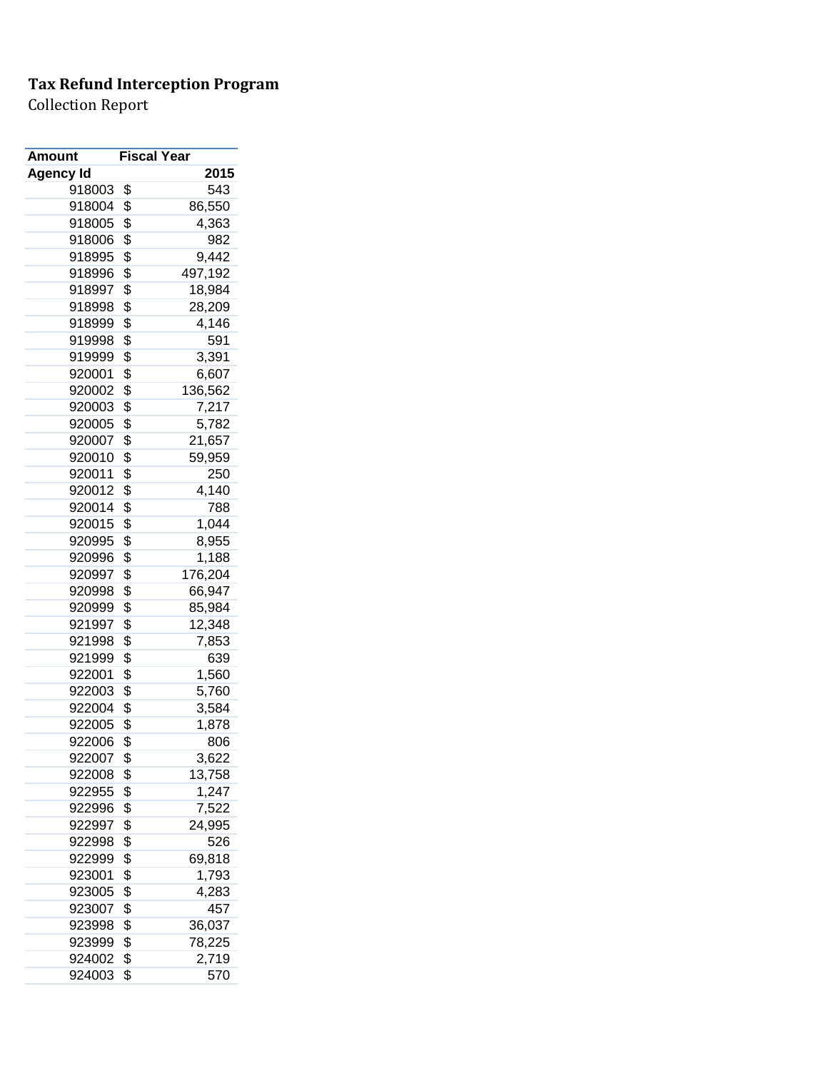**Tax Refund Interception Program**

Collection Report

| Amount | Fiscal Year |
|---|---|
| Agency Id | 2015 |
| 918003 | $ 543 |
| 918004 | $ 86,550 |
| 918005 | $ 4,363 |
| 918006 | $ 982 |
| 918995 | $ 9,442 |
| 918996 | $ 497,192 |
| 918997 | $ 18,984 |
| 918998 | $ 28,209 |
| 918999 | $ 4,146 |
| 919998 | $ 591 |
| 919999 | $ 3,391 |
| 920001 | $ 6,607 |
| 920002 | $ 136,562 |
| 920003 | $ 7,217 |
| 920005 | $ 5,782 |
| 920007 | $ 21,657 |
| 920010 | $ 59,959 |
| 920011 | $ 250 |
| 920012 | $ 4,140 |
| 920014 | $ 788 |
| 920015 | $ 1,044 |
| 920995 | $ 8,955 |
| 920996 | $ 1,188 |
| 920997 | $ 176,204 |
| 920998 | $ 66,947 |
| 920999 | $ 85,984 |
| 921997 | $ 12,348 |
| 921998 | $ 7,853 |
| 921999 | $ 639 |
| 922001 | $ 1,560 |
| 922003 | $ 5,760 |
| 922004 | $ 3,584 |
| 922005 | $ 1,878 |
| 922006 | $ 806 |
| 922007 | $ 3,622 |
| 922008 | $ 13,758 |
| 922955 | $ 1,247 |
| 922996 | $ 7,522 |
| 922997 | $ 24,995 |
| 922998 | $ 526 |
| 922999 | $ 69,818 |
| 923001 | $ 1,793 |
| 923005 | $ 4,283 |
| 923007 | $ 457 |
| 923998 | $ 36,037 |
| 923999 | $ 78,225 |
| 924002 | $ 2,719 |
| 924003 | $ 570 |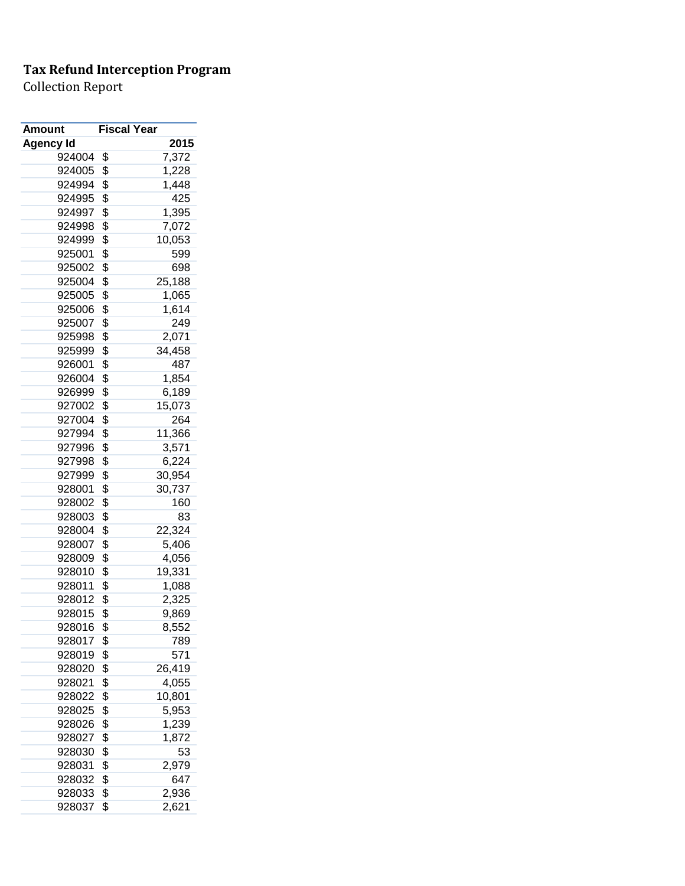**Tax Refund Interception Program**
Collection Report

| Amount | Fiscal Year |
|---|---|
| Agency Id | 2015 |
| 924004 | $ 7,372 |
| 924005 | $ 1,228 |
| 924994 | $ 1,448 |
| 924995 | $ 425 |
| 924997 | $ 1,395 |
| 924998 | $ 7,072 |
| 924999 | $ 10,053 |
| 925001 | $ 599 |
| 925002 | $ 698 |
| 925004 | $ 25,188 |
| 925005 | $ 1,065 |
| 925006 | $ 1,614 |
| 925007 | $ 249 |
| 925998 | $ 2,071 |
| 925999 | $ 34,458 |
| 926001 | $ 487 |
| 926004 | $ 1,854 |
| 926999 | $ 6,189 |
| 927002 | $ 15,073 |
| 927004 | $ 264 |
| 927994 | $ 11,366 |
| 927996 | $ 3,571 |
| 927998 | $ 6,224 |
| 927999 | $ 30,954 |
| 928001 | $ 30,737 |
| 928002 | $ 160 |
| 928003 | $ 83 |
| 928004 | $ 22,324 |
| 928007 | $ 5,406 |
| 928009 | $ 4,056 |
| 928010 | $ 19,331 |
| 928011 | $ 1,088 |
| 928012 | $ 2,325 |
| 928015 | $ 9,869 |
| 928016 | $ 8,552 |
| 928017 | $ 789 |
| 928019 | $ 571 |
| 928020 | $ 26,419 |
| 928021 | $ 4,055 |
| 928022 | $ 10,801 |
| 928025 | $ 5,953 |
| 928026 | $ 1,239 |
| 928027 | $ 1,872 |
| 928030 | $ 53 |
| 928031 | $ 2,979 |
| 928032 | $ 647 |
| 928033 | $ 2,936 |
| 928037 | $ 2,621 |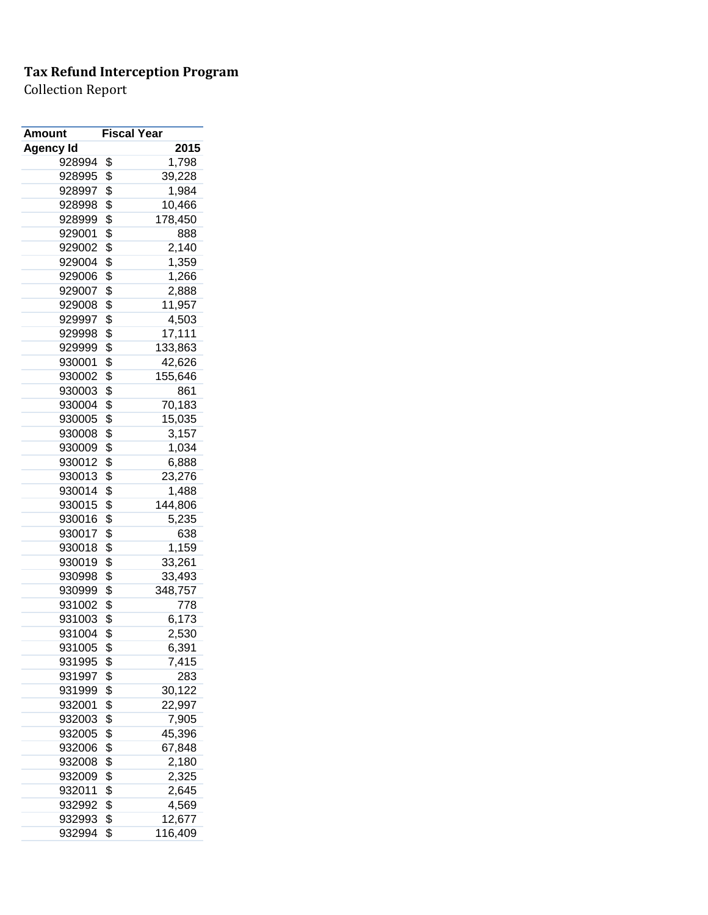**Tax Refund Interception Program**

Collection Report

| Amount | Fiscal Year |
|---|---|
| Agency Id | 2015 |
| 928994 | $ 1,798 |
| 928995 | $ 39,228 |
| 928997 | $ 1,984 |
| 928998 | $ 10,466 |
| 928999 | $ 178,450 |
| 929001 | $ 888 |
| 929002 | $ 2,140 |
| 929004 | $ 1,359 |
| 929006 | $ 1,266 |
| 929007 | $ 2,888 |
| 929008 | $ 11,957 |
| 929997 | $ 4,503 |
| 929998 | $ 17,111 |
| 929999 | $ 133,863 |
| 930001 | $ 42,626 |
| 930002 | $ 155,646 |
| 930003 | $ 861 |
| 930004 | $ 70,183 |
| 930005 | $ 15,035 |
| 930008 | $ 3,157 |
| 930009 | $ 1,034 |
| 930012 | $ 6,888 |
| 930013 | $ 23,276 |
| 930014 | $ 1,488 |
| 930015 | $ 144,806 |
| 930016 | $ 5,235 |
| 930017 | $ 638 |
| 930018 | $ 1,159 |
| 930019 | $ 33,261 |
| 930998 | $ 33,493 |
| 930999 | $ 348,757 |
| 931002 | $ 778 |
| 931003 | $ 6,173 |
| 931004 | $ 2,530 |
| 931005 | $ 6,391 |
| 931995 | $ 7,415 |
| 931997 | $ 283 |
| 931999 | $ 30,122 |
| 932001 | $ 22,997 |
| 932003 | $ 7,905 |
| 932005 | $ 45,396 |
| 932006 | $ 67,848 |
| 932008 | $ 2,180 |
| 932009 | $ 2,325 |
| 932011 | $ 2,645 |
| 932992 | $ 4,569 |
| 932993 | $ 12,677 |
| 932994 | $ 116,409 |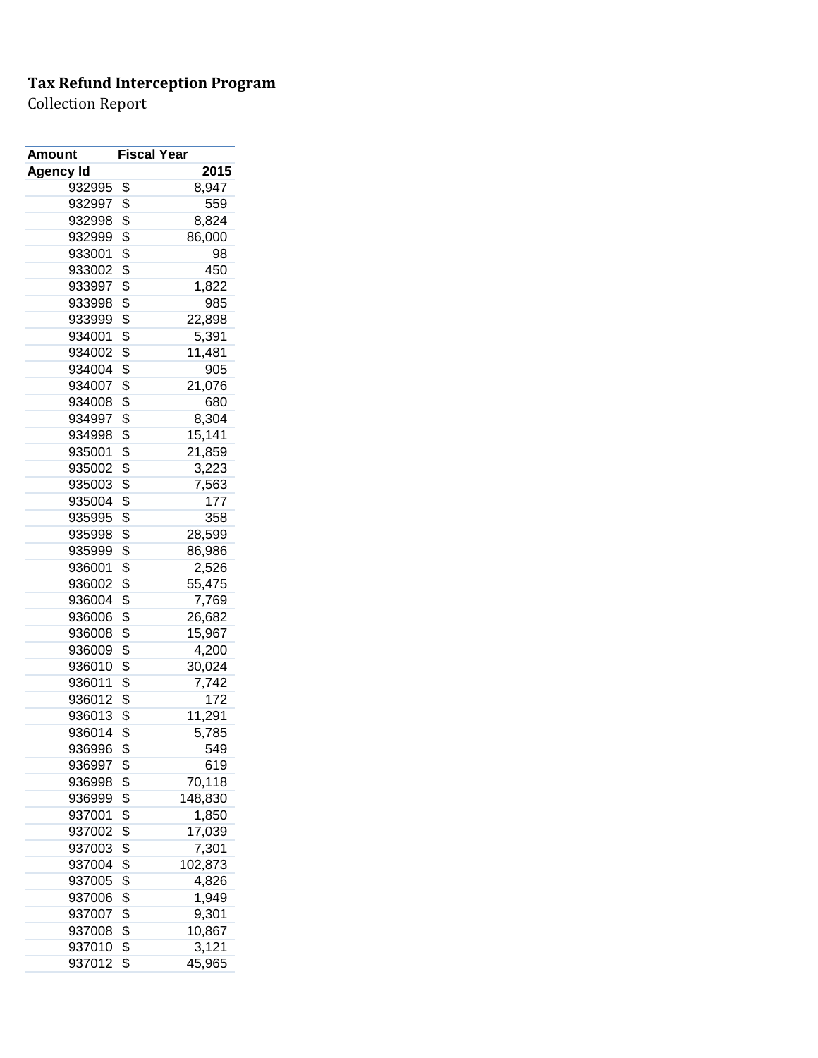**Tax Refund Interception Program**

Collection Report

| Amount | Fiscal Year |
|---|---|
| Agency Id | 2015 |
| 932995 | $ 8,947 |
| 932997 | $ 559 |
| 932998 | $ 8,824 |
| 932999 | $ 86,000 |
| 933001 | $ 98 |
| 933002 | $ 450 |
| 933997 | $ 1,822 |
| 933998 | $ 985 |
| 933999 | $ 22,898 |
| 934001 | $ 5,391 |
| 934002 | $ 11,481 |
| 934004 | $ 905 |
| 934007 | $ 21,076 |
| 934008 | $ 680 |
| 934997 | $ 8,304 |
| 934998 | $ 15,141 |
| 935001 | $ 21,859 |
| 935002 | $ 3,223 |
| 935003 | $ 7,563 |
| 935004 | $ 177 |
| 935995 | $ 358 |
| 935998 | $ 28,599 |
| 935999 | $ 86,986 |
| 936001 | $ 2,526 |
| 936002 | $ 55,475 |
| 936004 | $ 7,769 |
| 936006 | $ 26,682 |
| 936008 | $ 15,967 |
| 936009 | $ 4,200 |
| 936010 | $ 30,024 |
| 936011 | $ 7,742 |
| 936012 | $ 172 |
| 936013 | $ 11,291 |
| 936014 | $ 5,785 |
| 936996 | $ 549 |
| 936997 | $ 619 |
| 936998 | $ 70,118 |
| 936999 | $ 148,830 |
| 937001 | $ 1,850 |
| 937002 | $ 17,039 |
| 937003 | $ 7,301 |
| 937004 | $ 102,873 |
| 937005 | $ 4,826 |
| 937006 | $ 1,949 |
| 937007 | $ 9,301 |
| 937008 | $ 10,867 |
| 937010 | $ 3,121 |
| 937012 | $ 45,965 |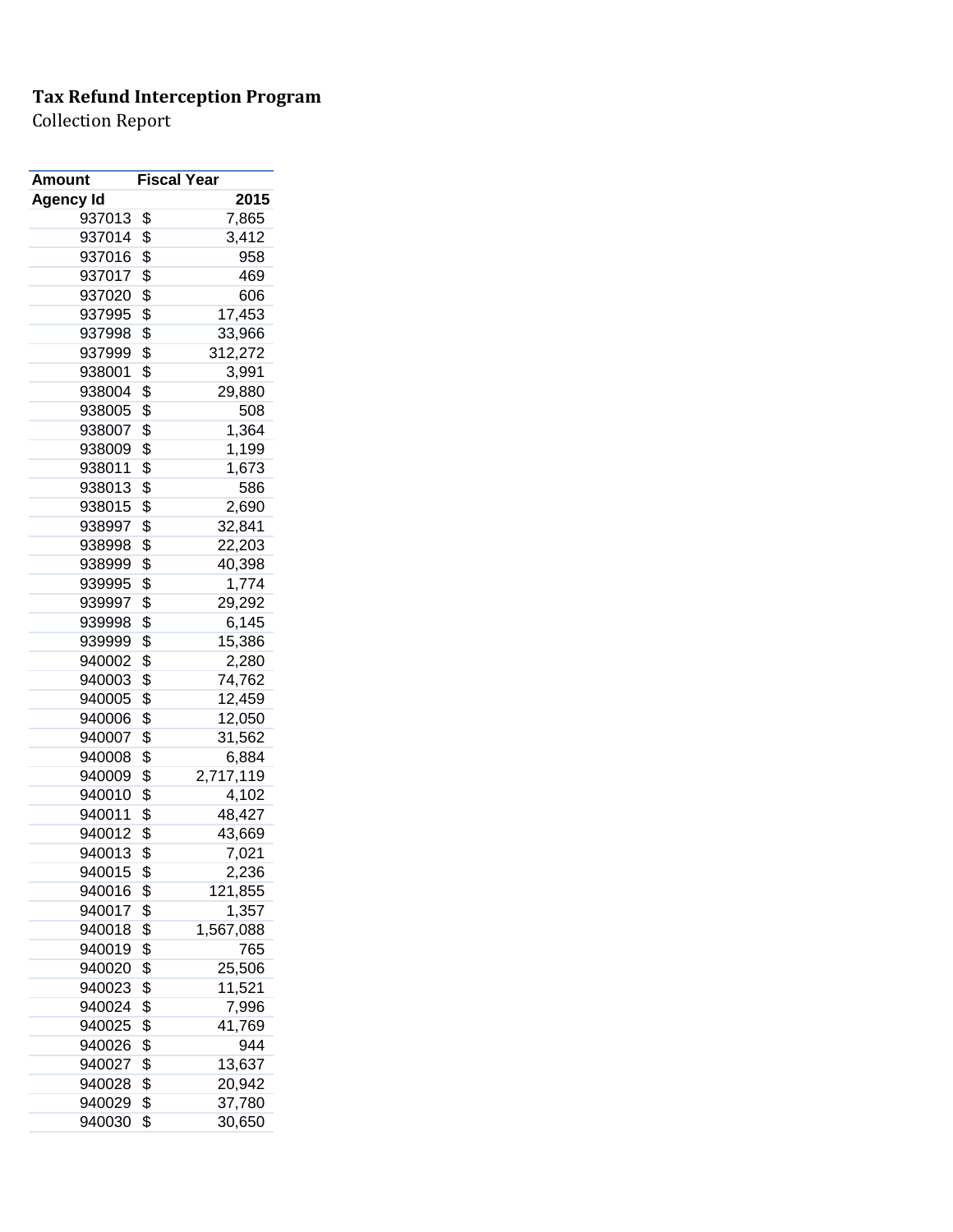**Tax Refund Interception Program**

Collection Report

| Amount | Fiscal Year |
|---|---|
| Agency Id | 2015 |
| 937013 | $ 7,865 |
| 937014 | $ 3,412 |
| 937016 | $ 958 |
| 937017 | $ 469 |
| 937020 | $ 606 |
| 937995 | $ 17,453 |
| 937998 | $ 33,966 |
| 937999 | $ 312,272 |
| 938001 | $ 3,991 |
| 938004 | $ 29,880 |
| 938005 | $ 508 |
| 938007 | $ 1,364 |
| 938009 | $ 1,199 |
| 938011 | $ 1,673 |
| 938013 | $ 586 |
| 938015 | $ 2,690 |
| 938997 | $ 32,841 |
| 938998 | $ 22,203 |
| 938999 | $ 40,398 |
| 939995 | $ 1,774 |
| 939997 | $ 29,292 |
| 939998 | $ 6,145 |
| 939999 | $ 15,386 |
| 940002 | $ 2,280 |
| 940003 | $ 74,762 |
| 940005 | $ 12,459 |
| 940006 | $ 12,050 |
| 940007 | $ 31,562 |
| 940008 | $ 6,884 |
| 940009 | $ 2,717,119 |
| 940010 | $ 4,102 |
| 940011 | $ 48,427 |
| 940012 | $ 43,669 |
| 940013 | $ 7,021 |
| 940015 | $ 2,236 |
| 940016 | $ 121,855 |
| 940017 | $ 1,357 |
| 940018 | $ 1,567,088 |
| 940019 | $ 765 |
| 940020 | $ 25,506 |
| 940023 | $ 11,521 |
| 940024 | $ 7,996 |
| 940025 | $ 41,769 |
| 940026 | $ 944 |
| 940027 | $ 13,637 |
| 940028 | $ 20,942 |
| 940029 | $ 37,780 |
| 940030 | $ 30,650 |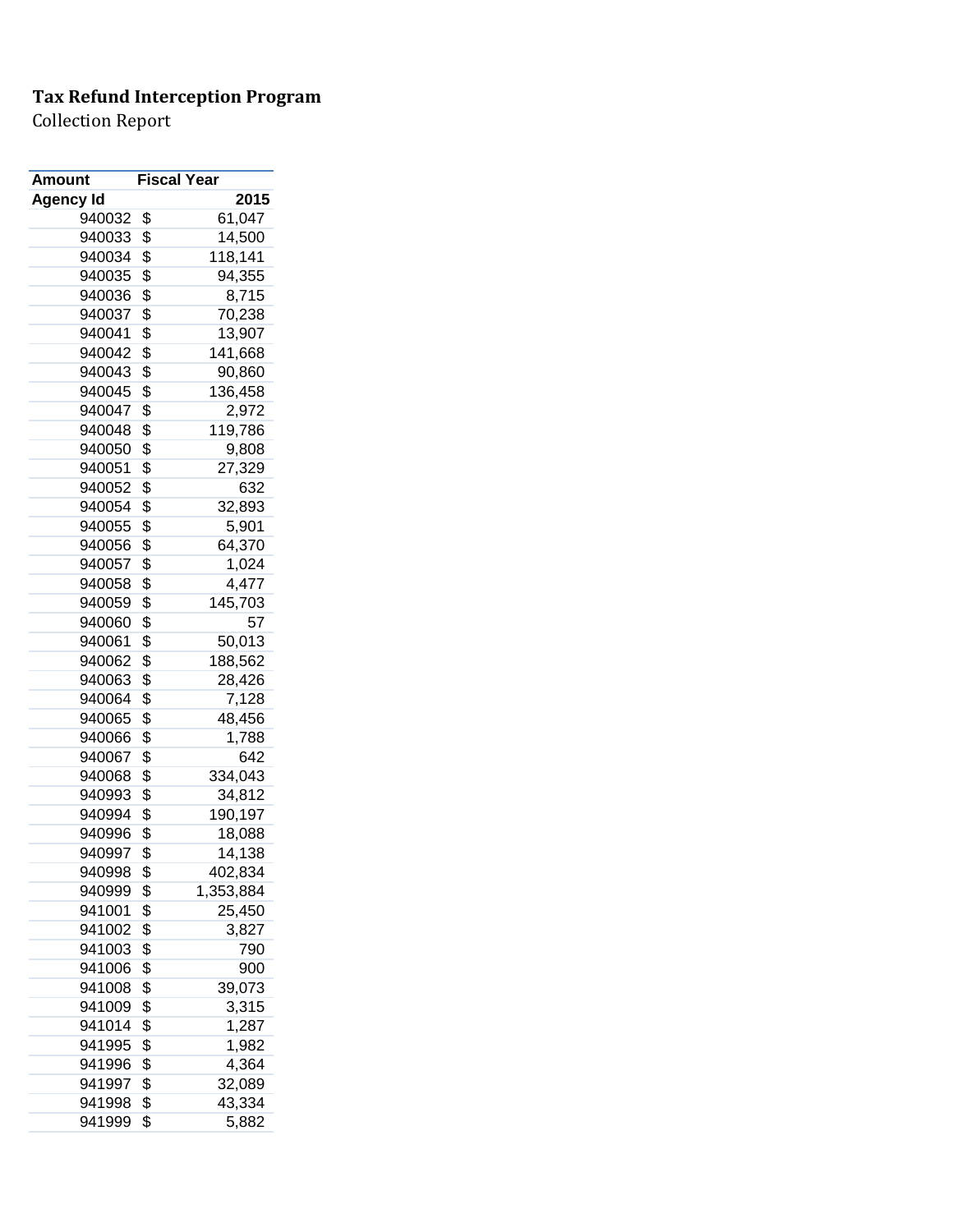**Tax Refund Interception Program**

Collection Report

| Amount | Fiscal Year |
|---|---|
| Agency Id | 2015 |
| 940032 | $ 61,047 |
| 940033 | $ 14,500 |
| 940034 | $ 118,141 |
| 940035 | $ 94,355 |
| 940036 | $ 8,715 |
| 940037 | $ 70,238 |
| 940041 | $ 13,907 |
| 940042 | $ 141,668 |
| 940043 | $ 90,860 |
| 940045 | $ 136,458 |
| 940047 | $ 2,972 |
| 940048 | $ 119,786 |
| 940050 | $ 9,808 |
| 940051 | $ 27,329 |
| 940052 | $ 632 |
| 940054 | $ 32,893 |
| 940055 | $ 5,901 |
| 940056 | $ 64,370 |
| 940057 | $ 1,024 |
| 940058 | $ 4,477 |
| 940059 | $ 145,703 |
| 940060 | $ 57 |
| 940061 | $ 50,013 |
| 940062 | $ 188,562 |
| 940063 | $ 28,426 |
| 940064 | $ 7,128 |
| 940065 | $ 48,456 |
| 940066 | $ 1,788 |
| 940067 | $ 642 |
| 940068 | $ 334,043 |
| 940993 | $ 34,812 |
| 940994 | $ 190,197 |
| 940996 | $ 18,088 |
| 940997 | $ 14,138 |
| 940998 | $ 402,834 |
| 940999 | $ 1,353,884 |
| 941001 | $ 25,450 |
| 941002 | $ 3,827 |
| 941003 | $ 790 |
| 941006 | $ 900 |
| 941008 | $ 39,073 |
| 941009 | $ 3,315 |
| 941014 | $ 1,287 |
| 941995 | $ 1,982 |
| 941996 | $ 4,364 |
| 941997 | $ 32,089 |
| 941998 | $ 43,334 |
| 941999 | $ 5,882 |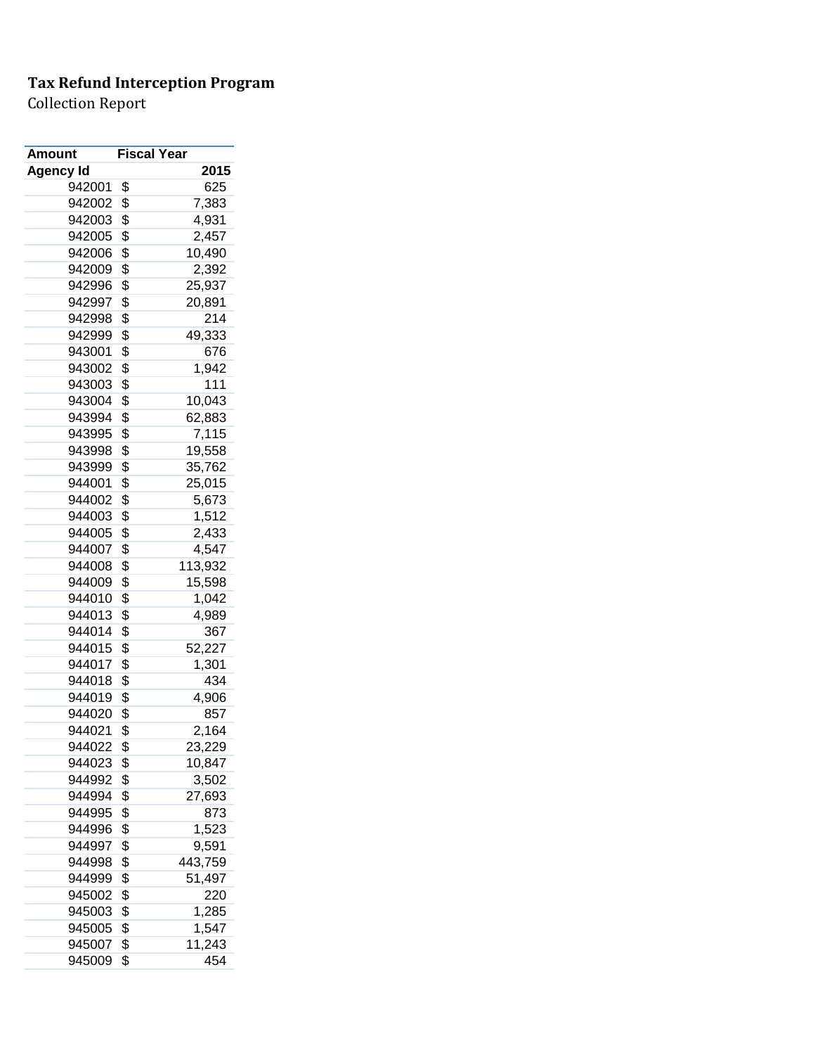**Tax Refund Interception Program**

Collection Report

| Amount | Fiscal Year |
|---|---|
| Agency Id | 2015 |
| 942001 | $ 625 |
| 942002 | $ 7,383 |
| 942003 | $ 4,931 |
| 942005 | $ 2,457 |
| 942006 | $ 10,490 |
| 942009 | $ 2,392 |
| 942996 | $ 25,937 |
| 942997 | $ 20,891 |
| 942998 | $ 214 |
| 942999 | $ 49,333 |
| 943001 | $ 676 |
| 943002 | $ 1,942 |
| 943003 | $ 111 |
| 943004 | $ 10,043 |
| 943994 | $ 62,883 |
| 943995 | $ 7,115 |
| 943998 | $ 19,558 |
| 943999 | $ 35,762 |
| 944001 | $ 25,015 |
| 944002 | $ 5,673 |
| 944003 | $ 1,512 |
| 944005 | $ 2,433 |
| 944007 | $ 4,547 |
| 944008 | $ 113,932 |
| 944009 | $ 15,598 |
| 944010 | $ 1,042 |
| 944013 | $ 4,989 |
| 944014 | $ 367 |
| 944015 | $ 52,227 |
| 944017 | $ 1,301 |
| 944018 | $ 434 |
| 944019 | $ 4,906 |
| 944020 | $ 857 |
| 944021 | $ 2,164 |
| 944022 | $ 23,229 |
| 944023 | $ 10,847 |
| 944992 | $ 3,502 |
| 944994 | $ 27,693 |
| 944995 | $ 873 |
| 944996 | $ 1,523 |
| 944997 | $ 9,591 |
| 944998 | $ 443,759 |
| 944999 | $ 51,497 |
| 945002 | $ 220 |
| 945003 | $ 1,285 |
| 945005 | $ 1,547 |
| 945007 | $ 11,243 |
| 945009 | $ 454 |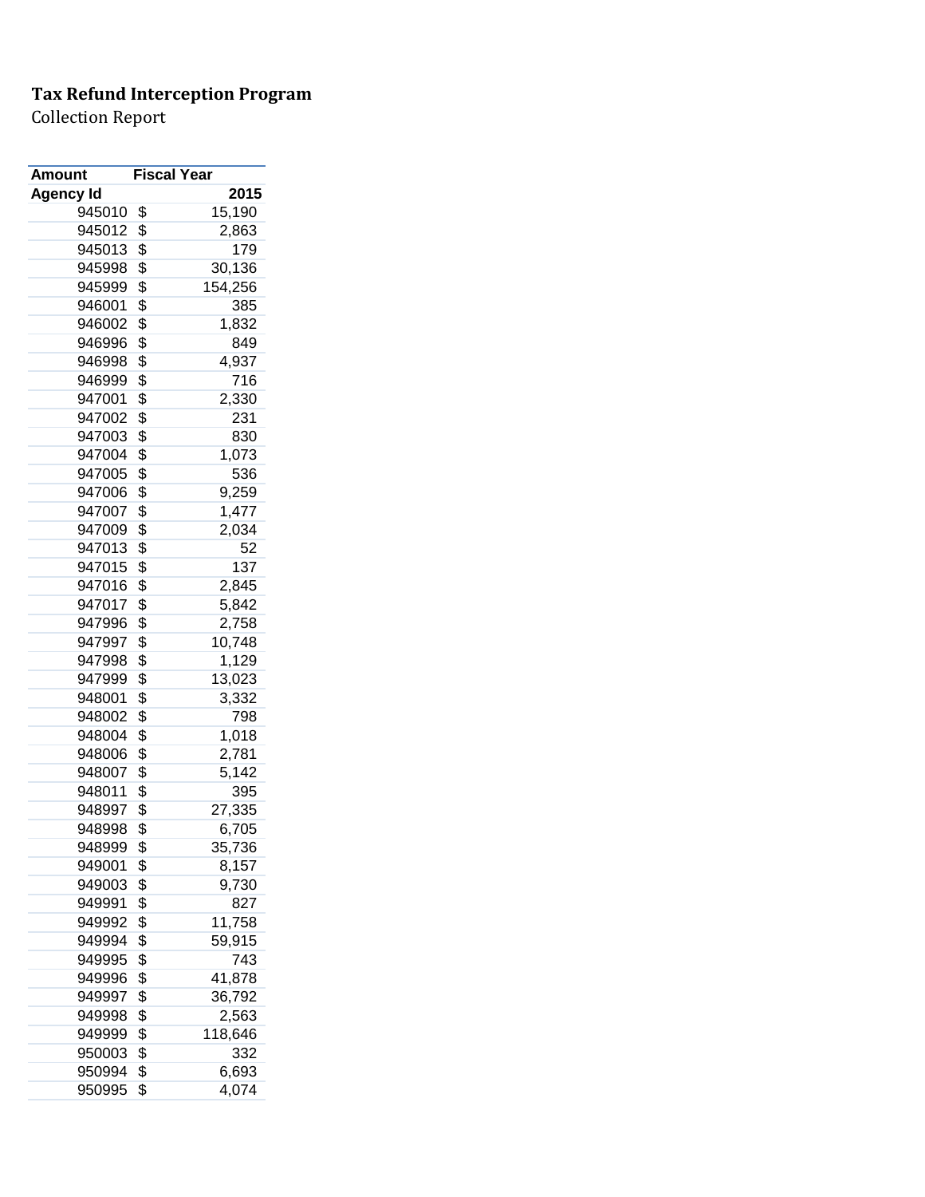**Tax Refund Interception Program**

Collection Report

| Amount | Fiscal Year |
|---|---|
| **Agency Id** | **2015** |
| 945010 | $ 15,190 |
| 945012 | $ 2,863 |
| 945013 | $ 179 |
| 945998 | $ 30,136 |
| 945999 | $ 154,256 |
| 946001 | $ 385 |
| 946002 | $ 1,832 |
| 946996 | $ 849 |
| 946998 | $ 4,937 |
| 946999 | $ 716 |
| 947001 | $ 2,330 |
| 947002 | $ 231 |
| 947003 | $ 830 |
| 947004 | $ 1,073 |
| 947005 | $ 536 |
| 947006 | $ 9,259 |
| 947007 | $ 1,477 |
| 947009 | $ 2,034 |
| 947013 | $ 52 |
| 947015 | $ 137 |
| 947016 | $ 2,845 |
| 947017 | $ 5,842 |
| 947996 | $ 2,758 |
| 947997 | $ 10,748 |
| 947998 | $ 1,129 |
| 947999 | $ 13,023 |
| 948001 | $ 3,332 |
| 948002 | $ 798 |
| 948004 | $ 1,018 |
| 948006 | $ 2,781 |
| 948007 | $ 5,142 |
| 948011 | $ 395 |
| 948997 | $ 27,335 |
| 948998 | $ 6,705 |
| 948999 | $ 35,736 |
| 949001 | $ 8,157 |
| 949003 | $ 9,730 |
| 949991 | $ 827 |
| 949992 | $ 11,758 |
| 949994 | $ 59,915 |
| 949995 | $ 743 |
| 949996 | $ 41,878 |
| 949997 | $ 36,792 |
| 949998 | $ 2,563 |
| 949999 | $ 118,646 |
| 950003 | $ 332 |
| 950994 | $ 6,693 |
| 950995 | $ 4,074 |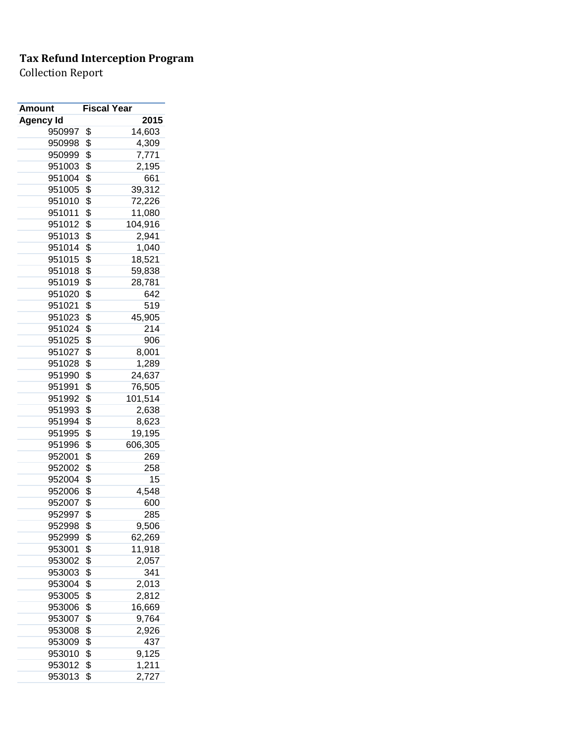**Tax Refund Interception Program**

Collection Report

| Amount | Fiscal Year |
|---|---|
| Agency Id | 2015 |
| 950997 | $ 14,603 |
| 950998 | $ 4,309 |
| 950999 | $ 7,771 |
| 951003 | $ 2,195 |
| 951004 | $ 661 |
| 951005 | $ 39,312 |
| 951010 | $ 72,226 |
| 951011 | $ 11,080 |
| 951012 | $ 104,916 |
| 951013 | $ 2,941 |
| 951014 | $ 1,040 |
| 951015 | $ 18,521 |
| 951018 | $ 59,838 |
| 951019 | $ 28,781 |
| 951020 | $ 642 |
| 951021 | $ 519 |
| 951023 | $ 45,905 |
| 951024 | $ 214 |
| 951025 | $ 906 |
| 951027 | $ 8,001 |
| 951028 | $ 1,289 |
| 951990 | $ 24,637 |
| 951991 | $ 76,505 |
| 951992 | $ 101,514 |
| 951993 | $ 2,638 |
| 951994 | $ 8,623 |
| 951995 | $ 19,195 |
| 951996 | $ 606,305 |
| 952001 | $ 269 |
| 952002 | $ 258 |
| 952004 | $ 15 |
| 952006 | $ 4,548 |
| 952007 | $ 600 |
| 952997 | $ 285 |
| 952998 | $ 9,506 |
| 952999 | $ 62,269 |
| 953001 | $ 11,918 |
| 953002 | $ 2,057 |
| 953003 | $ 341 |
| 953004 | $ 2,013 |
| 953005 | $ 2,812 |
| 953006 | $ 16,669 |
| 953007 | $ 9,764 |
| 953008 | $ 2,926 |
| 953009 | $ 437 |
| 953010 | $ 9,125 |
| 953012 | $ 1,211 |
| 953013 | $ 2,727 |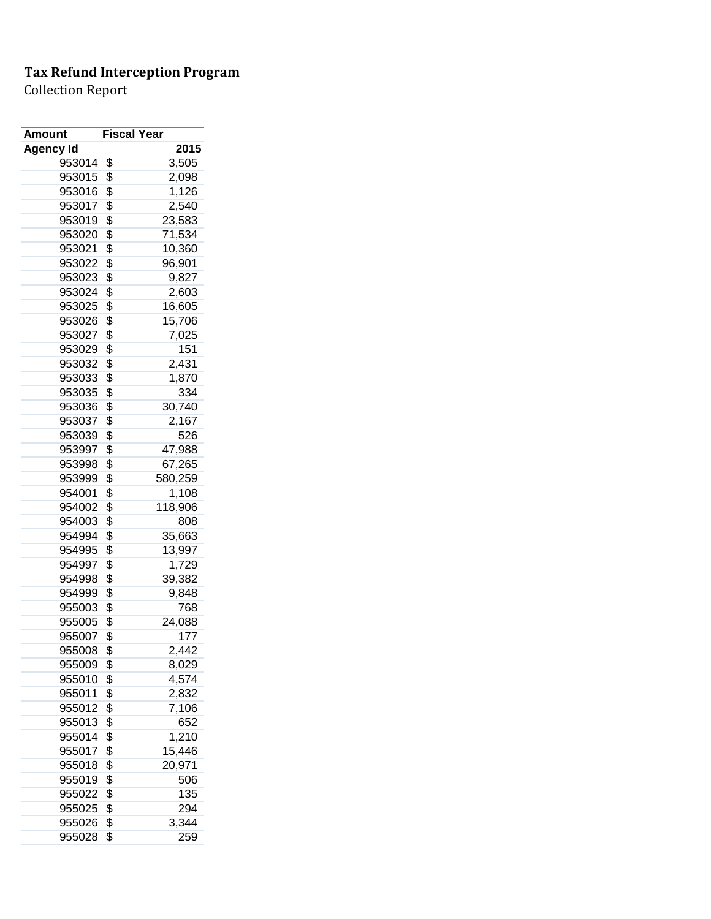**Tax Refund Interception Program**

Collection Report

| Amount | Fiscal Year |
|---|---|
| Agency Id | 2015 |
| 953014 | $ 3,505 |
| 953015 | $ 2,098 |
| 953016 | $ 1,126 |
| 953017 | $ 2,540 |
| 953019 | $ 23,583 |
| 953020 | $ 71,534 |
| 953021 | $ 10,360 |
| 953022 | $ 96,901 |
| 953023 | $ 9,827 |
| 953024 | $ 2,603 |
| 953025 | $ 16,605 |
| 953026 | $ 15,706 |
| 953027 | $ 7,025 |
| 953029 | $ 151 |
| 953032 | $ 2,431 |
| 953033 | $ 1,870 |
| 953035 | $ 334 |
| 953036 | $ 30,740 |
| 953037 | $ 2,167 |
| 953039 | $ 526 |
| 953997 | $ 47,988 |
| 953998 | $ 67,265 |
| 953999 | $ 580,259 |
| 954001 | $ 1,108 |
| 954002 | $ 118,906 |
| 954003 | $ 808 |
| 954994 | $ 35,663 |
| 954995 | $ 13,997 |
| 954997 | $ 1,729 |
| 954998 | $ 39,382 |
| 954999 | $ 9,848 |
| 955003 | $ 768 |
| 955005 | $ 24,088 |
| 955007 | $ 177 |
| 955008 | $ 2,442 |
| 955009 | $ 8,029 |
| 955010 | $ 4,574 |
| 955011 | $ 2,832 |
| 955012 | $ 7,106 |
| 955013 | $ 652 |
| 955014 | $ 1,210 |
| 955017 | $ 15,446 |
| 955018 | $ 20,971 |
| 955019 | $ 506 |
| 955022 | $ 135 |
| 955025 | $ 294 |
| 955026 | $ 3,344 |
| 955028 | $ 259 |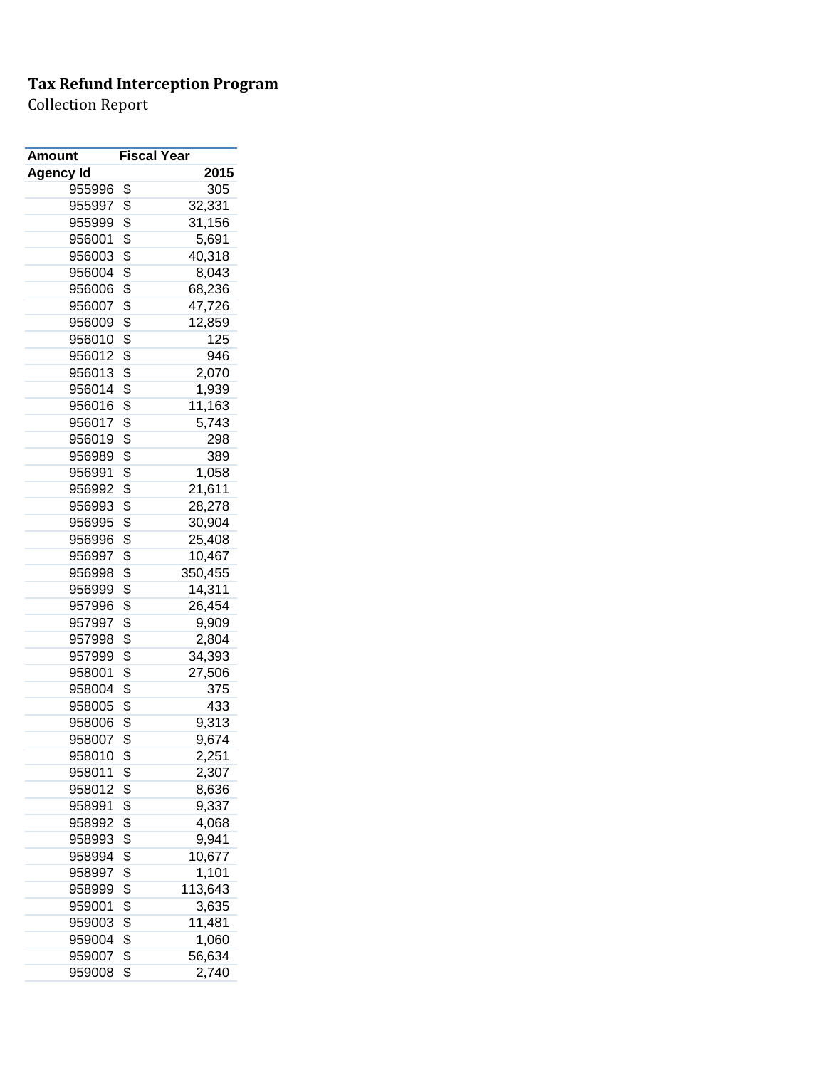**Tax Refund Interception Program**

Collection Report

| Amount | Fiscal Year |
|---|---|
| Agency Id | 2015 |
| 955996 | $ 305 |
| 955997 | $ 32,331 |
| 955999 | $ 31,156 |
| 956001 | $ 5,691 |
| 956003 | $ 40,318 |
| 956004 | $ 8,043 |
| 956006 | $ 68,236 |
| 956007 | $ 47,726 |
| 956009 | $ 12,859 |
| 956010 | $ 125 |
| 956012 | $ 946 |
| 956013 | $ 2,070 |
| 956014 | $ 1,939 |
| 956016 | $ 11,163 |
| 956017 | $ 5,743 |
| 956019 | $ 298 |
| 956989 | $ 389 |
| 956991 | $ 1,058 |
| 956992 | $ 21,611 |
| 956993 | $ 28,278 |
| 956995 | $ 30,904 |
| 956996 | $ 25,408 |
| 956997 | $ 10,467 |
| 956998 | $ 350,455 |
| 956999 | $ 14,311 |
| 957996 | $ 26,454 |
| 957997 | $ 9,909 |
| 957998 | $ 2,804 |
| 957999 | $ 34,393 |
| 958001 | $ 27,506 |
| 958004 | $ 375 |
| 958005 | $ 433 |
| 958006 | $ 9,313 |
| 958007 | $ 9,674 |
| 958010 | $ 2,251 |
| 958011 | $ 2,307 |
| 958012 | $ 8,636 |
| 958991 | $ 9,337 |
| 958992 | $ 4,068 |
| 958993 | $ 9,941 |
| 958994 | $ 10,677 |
| 958997 | $ 1,101 |
| 958999 | $ 113,643 |
| 959001 | $ 3,635 |
| 959003 | $ 11,481 |
| 959004 | $ 1,060 |
| 959007 | $ 56,634 |
| 959008 | $ 2,740 |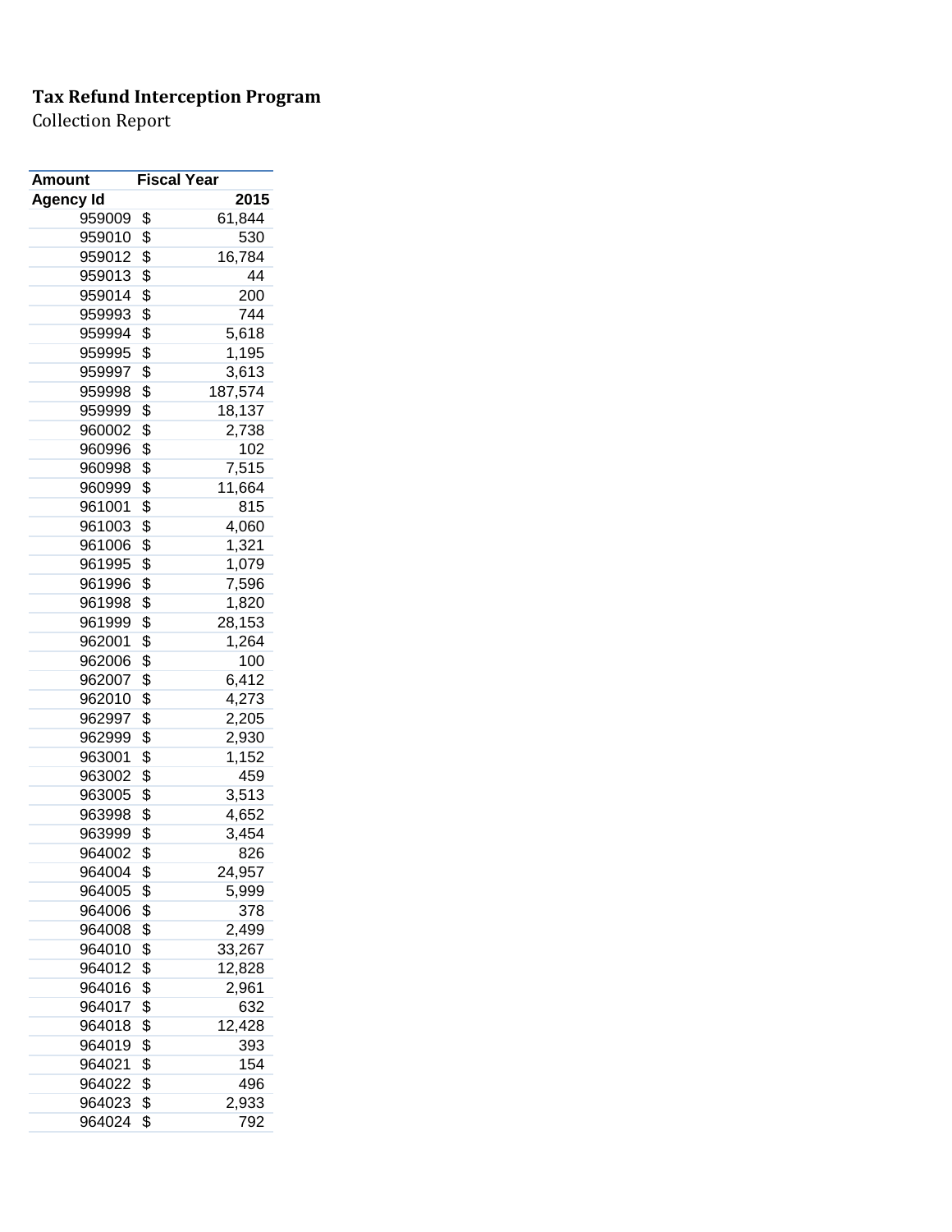**Tax Refund Interception Program**

Collection Report

| Amount | Fiscal Year |
|---|---|
| Agency Id | 2015 |
| 959009 | $ 61,844 |
| 959010 | $ 530 |
| 959012 | $ 16,784 |
| 959013 | $ 44 |
| 959014 | $ 200 |
| 959993 | $ 744 |
| 959994 | $ 5,618 |
| 959995 | $ 1,195 |
| 959997 | $ 3,613 |
| 959998 | $ 187,574 |
| 959999 | $ 18,137 |
| 960002 | $ 2,738 |
| 960996 | $ 102 |
| 960998 | $ 7,515 |
| 960999 | $ 11,664 |
| 961001 | $ 815 |
| 961003 | $ 4,060 |
| 961006 | $ 1,321 |
| 961995 | $ 1,079 |
| 961996 | $ 7,596 |
| 961998 | $ 1,820 |
| 961999 | $ 28,153 |
| 962001 | $ 1,264 |
| 962006 | $ 100 |
| 962007 | $ 6,412 |
| 962010 | $ 4,273 |
| 962997 | $ 2,205 |
| 962999 | $ 2,930 |
| 963001 | $ 1,152 |
| 963002 | $ 459 |
| 963005 | $ 3,513 |
| 963998 | $ 4,652 |
| 963999 | $ 3,454 |
| 964002 | $ 826 |
| 964004 | $ 24,957 |
| 964005 | $ 5,999 |
| 964006 | $ 378 |
| 964008 | $ 2,499 |
| 964010 | $ 33,267 |
| 964012 | $ 12,828 |
| 964016 | $ 2,961 |
| 964017 | $ 632 |
| 964018 | $ 12,428 |
| 964019 | $ 393 |
| 964021 | $ 154 |
| 964022 | $ 496 |
| 964023 | $ 2,933 |
| 964024 | $ 792 |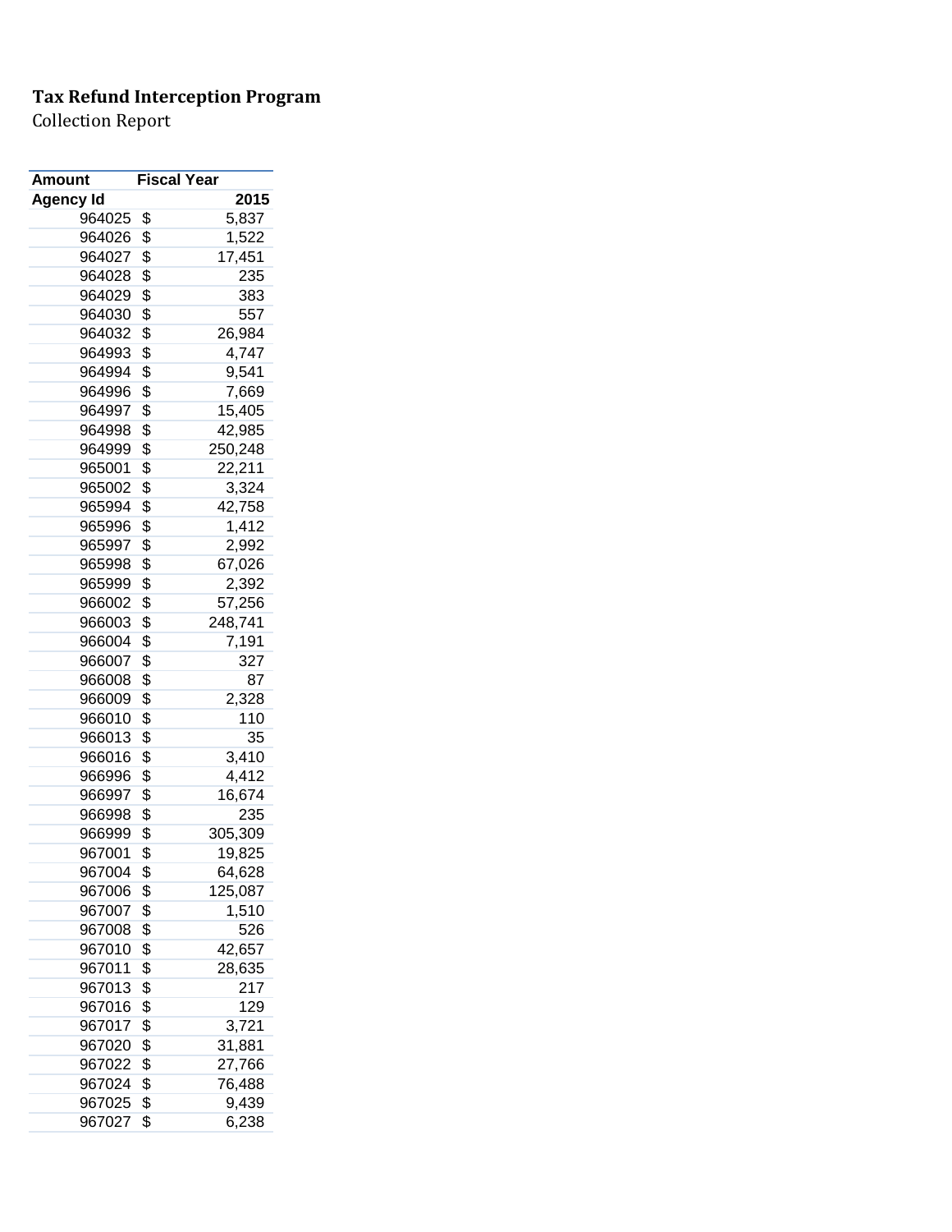**Tax Refund Interception Program**

Collection Report

| Amount | Fiscal Year |
|---|---|
| Agency Id | 2015 |
| 964025 | $ 5,837 |
| 964026 | $ 1,522 |
| 964027 | $ 17,451 |
| 964028 | $ 235 |
| 964029 | $ 383 |
| 964030 | $ 557 |
| 964032 | $ 26,984 |
| 964993 | $ 4,747 |
| 964994 | $ 9,541 |
| 964996 | $ 7,669 |
| 964997 | $ 15,405 |
| 964998 | $ 42,985 |
| 964999 | $ 250,248 |
| 965001 | $ 22,211 |
| 965002 | $ 3,324 |
| 965994 | $ 42,758 |
| 965996 | $ 1,412 |
| 965997 | $ 2,992 |
| 965998 | $ 67,026 |
| 965999 | $ 2,392 |
| 966002 | $ 57,256 |
| 966003 | $ 248,741 |
| 966004 | $ 7,191 |
| 966007 | $ 327 |
| 966008 | $ 87 |
| 966009 | $ 2,328 |
| 966010 | $ 110 |
| 966013 | $ 35 |
| 966016 | $ 3,410 |
| 966996 | $ 4,412 |
| 966997 | $ 16,674 |
| 966998 | $ 235 |
| 966999 | $ 305,309 |
| 967001 | $ 19,825 |
| 967004 | $ 64,628 |
| 967006 | $ 125,087 |
| 967007 | $ 1,510 |
| 967008 | $ 526 |
| 967010 | $ 42,657 |
| 967011 | $ 28,635 |
| 967013 | $ 217 |
| 967016 | $ 129 |
| 967017 | $ 3,721 |
| 967020 | $ 31,881 |
| 967022 | $ 27,766 |
| 967024 | $ 76,488 |
| 967025 | $ 9,439 |
| 967027 | $ 6,238 |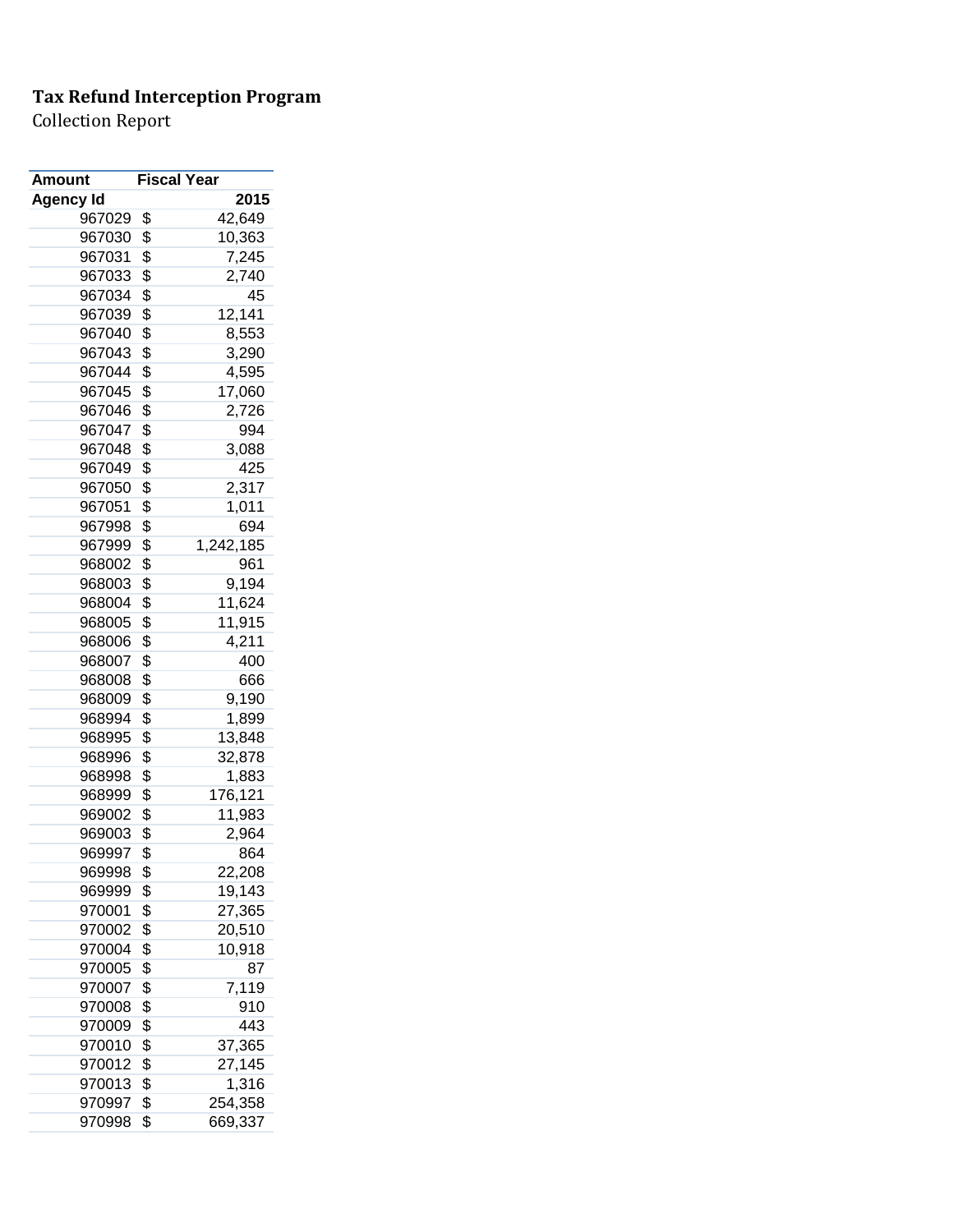**Tax Refund Interception Program**

Collection Report

| Amount | Fiscal Year |
|---|---|
| Agency Id | 2015 |
| 967029 | $ 42,649 |
| 967030 | $ 10,363 |
| 967031 | $ 7,245 |
| 967033 | $ 2,740 |
| 967034 | $ 45 |
| 967039 | $ 12,141 |
| 967040 | $ 8,553 |
| 967043 | $ 3,290 |
| 967044 | $ 4,595 |
| 967045 | $ 17,060 |
| 967046 | $ 2,726 |
| 967047 | $ 994 |
| 967048 | $ 3,088 |
| 967049 | $ 425 |
| 967050 | $ 2,317 |
| 967051 | $ 1,011 |
| 967998 | $ 694 |
| 967999 | $ 1,242,185 |
| 968002 | $ 961 |
| 968003 | $ 9,194 |
| 968004 | $ 11,624 |
| 968005 | $ 11,915 |
| 968006 | $ 4,211 |
| 968007 | $ 400 |
| 968008 | $ 666 |
| 968009 | $ 9,190 |
| 968994 | $ 1,899 |
| 968995 | $ 13,848 |
| 968996 | $ 32,878 |
| 968998 | $ 1,883 |
| 968999 | $ 176,121 |
| 969002 | $ 11,983 |
| 969003 | $ 2,964 |
| 969997 | $ 864 |
| 969998 | $ 22,208 |
| 969999 | $ 19,143 |
| 970001 | $ 27,365 |
| 970002 | $ 20,510 |
| 970004 | $ 10,918 |
| 970005 | $ 87 |
| 970007 | $ 7,119 |
| 970008 | $ 910 |
| 970009 | $ 443 |
| 970010 | $ 37,365 |
| 970012 | $ 27,145 |
| 970013 | $ 1,316 |
| 970997 | $ 254,358 |
| 970998 | $ 669,337 |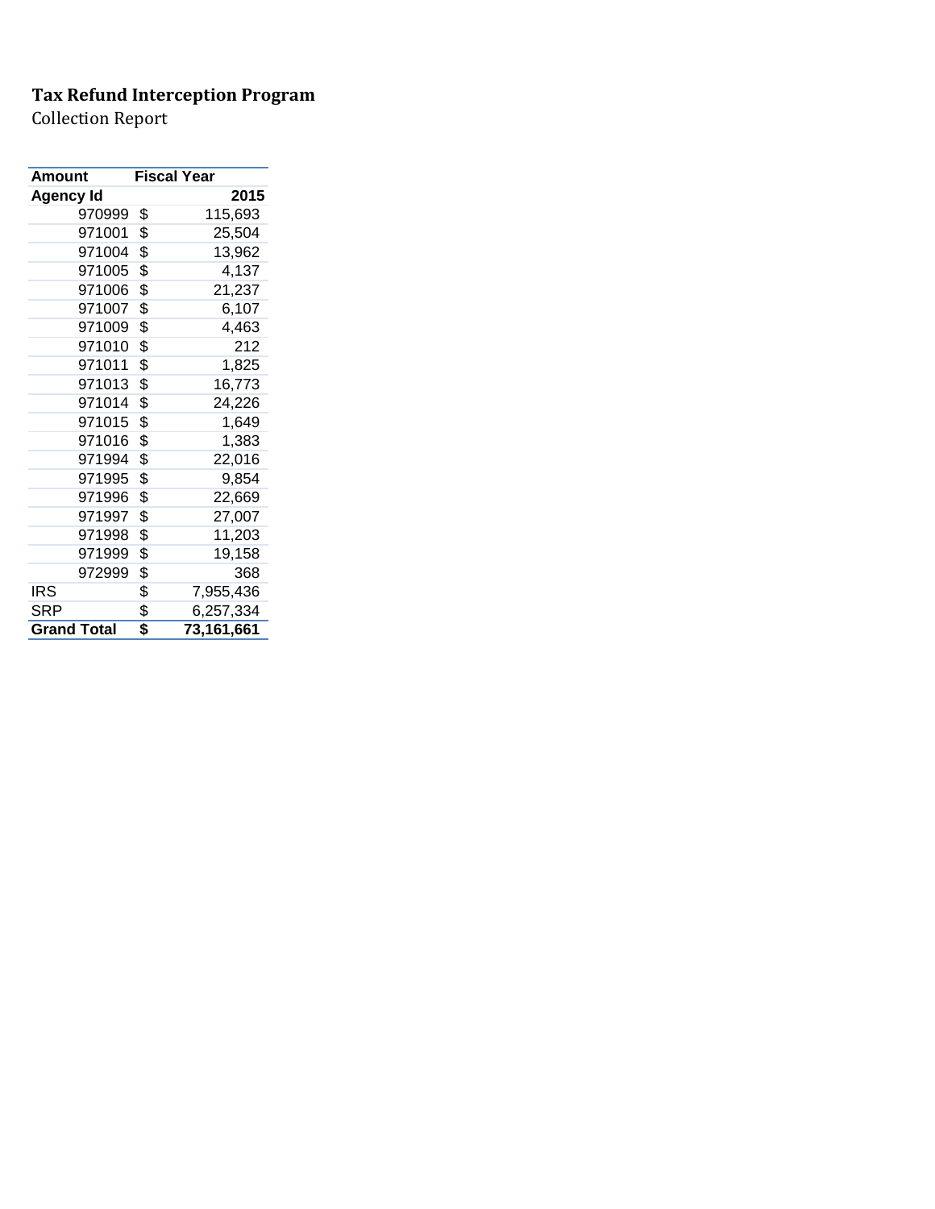**Tax Refund Interception Program**

Collection Report

| Amount | Fiscal Year |
|---|---|
| **Agency Id** | **2015** |
| 970999 | $ 115,693 |
| 971001 | $ 25,504 |
| 971004 | $ 13,962 |
| 971005 | $ 4,137 |
| 971006 | $ 21,237 |
| 971007 | $ 6,107 |
| 971009 | $ 4,463 |
| 971010 | $ 212 |
| 971011 | $ 1,825 |
| 971013 | $ 16,773 |
| 971014 | $ 24,226 |
| 971015 | $ 1,649 |
| 971016 | $ 1,383 |
| 971994 | $ 22,016 |
| 971995 | $ 9,854 |
| 971996 | $ 22,669 |
| 971997 | $ 27,007 |
| 971998 | $ 11,203 |
| 971999 | $ 19,158 |
| 972999 | $ 368 |
| IRS | $ 7,955,436 |
| SRP | $ 6,257,334 |
| **Grand Total** | **$ 73,161,661** |